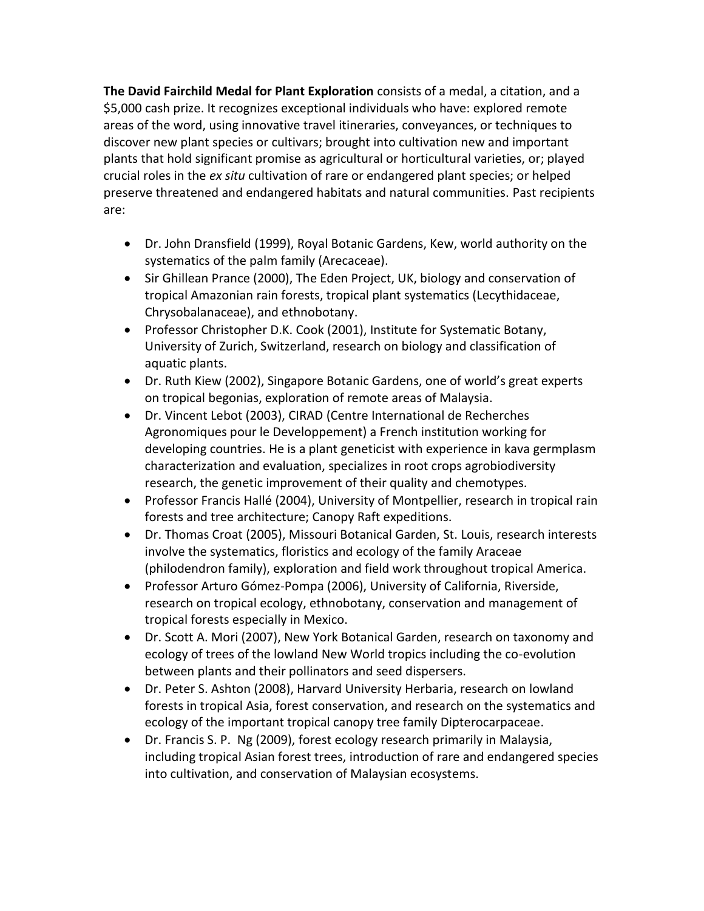**The David Fairchild Medal for Plant Exploration** consists of a medal, a citation, and a $5,000 cash prize. It recognizes exceptional individuals who have: explored remote areas of the word, using innovative travel itineraries, conveyances, or techniques to discover new plant species or cultivars; brought into cultivation new and important plants that hold significant promise as agricultural or horticultural varieties, or; played crucial roles in the *ex situ* cultivation of rare or endangered plant species; or helped preserve threatened and endangered habitats and natural communities. Past recipients are:

- Dr. John Dransfield (1999), Royal Botanic Gardens, Kew, world authority on the systematics of the palm family (Arecaceae).
- Sir Ghillean Prance (2000), The Eden Project, UK, biology and conservation of tropical Amazonian rain forests, tropical plant systematics (Lecythidaceae, Chrysobalanaceae), and ethnobotany.
- Professor Christopher D.K. Cook (2001), Institute for Systematic Botany, University of Zurich, Switzerland, research on biology and classification of aquatic plants.
- Dr. Ruth Kiew (2002), Singapore Botanic Gardens, one of world's great experts on tropical begonias, exploration of remote areas of Malaysia.
- Dr. Vincent Lebot (2003), CIRAD (Centre International de Recherches Agronomiques pour le Developpement) a French institution working for developing countries. He is a plant geneticist with experience in kava germplasm characterization and evaluation, specializes in root crops agrobiodiversity research, the genetic improvement of their quality and chemotypes.
- Professor Francis Hallé (2004), University of Montpellier, research in tropical rain forests and tree architecture; Canopy Raft expeditions.
- Dr. Thomas Croat (2005), Missouri Botanical Garden, St. Louis, research interests involve the systematics, floristics and ecology of the family Araceae (philodendron family), exploration and field work throughout tropical America.
- Professor Arturo Gómez-Pompa (2006), University of California, Riverside, research on tropical ecology, ethnobotany, conservation and management of tropical forests especially in Mexico.
- Dr. Scott A. Mori (2007), New York Botanical Garden, research on taxonomy and ecology of trees of the lowland New World tropics including the co-evolution between plants and their pollinators and seed dispersers.
- Dr. Peter S. Ashton (2008), Harvard University Herbaria, research on lowland forests in tropical Asia, forest conservation, and research on the systematics and ecology of the important tropical canopy tree family Dipterocarpaceae.
- Dr. Francis S. P. Ng (2009), forest ecology research primarily in Malaysia, including tropical Asian forest trees, introduction of rare and endangered species into cultivation, and conservation of Malaysian ecosystems.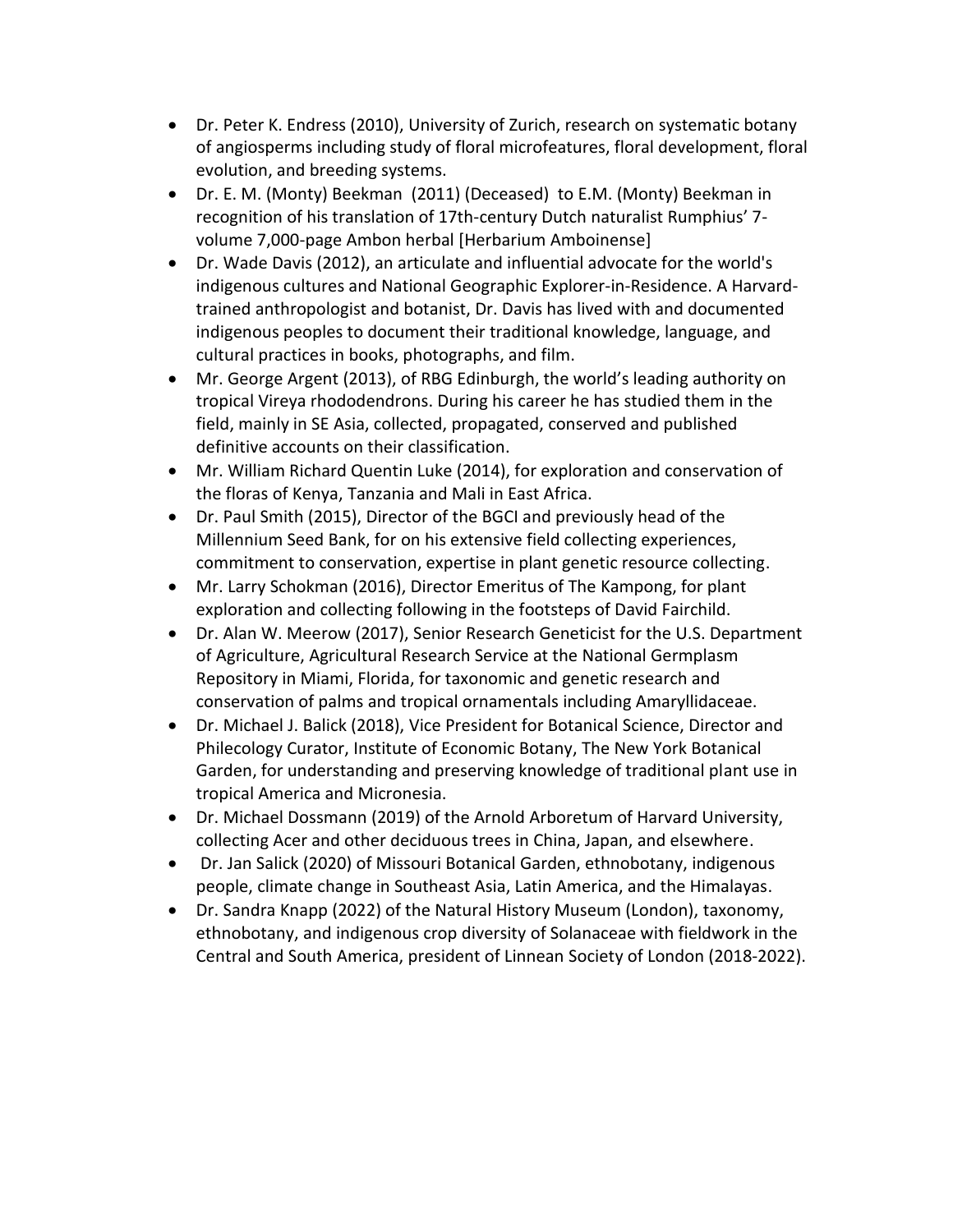- Dr. Peter K. Endress (2010), University of Zurich, research on systematic botany of angiosperms including study of floral microfeatures, floral development, floral evolution, and breeding systems.
- Dr. E. M. (Monty) Beekman (2011) (Deceased) to E.M. (Monty) Beekman in recognition of his translation of 17th-century Dutch naturalist Rumphius' 7-volume 7,000-page Ambon herbal [Herbarium Amboinense]
- Dr. Wade Davis (2012), an articulate and influential advocate for the world's indigenous cultures and National Geographic Explorer-in-Residence. A Harvard-trained anthropologist and botanist, Dr. Davis has lived with and documented indigenous peoples to document their traditional knowledge, language, and cultural practices in books, photographs, and film.
- Mr. George Argent (2013), of RBG Edinburgh, the world's leading authority on tropical Vireya rhododendrons. During his career he has studied them in the field, mainly in SE Asia, collected, propagated, conserved and published definitive accounts on their classification.
- Mr. William Richard Quentin Luke (2014), for exploration and conservation of the floras of Kenya, Tanzania and Mali in East Africa.
- Dr. Paul Smith (2015), Director of the BGCI and previously head of the Millennium Seed Bank, for on his extensive field collecting experiences, commitment to conservation, expertise in plant genetic resource collecting.
- Mr. Larry Schokman (2016), Director Emeritus of The Kampong, for plant exploration and collecting following in the footsteps of David Fairchild.
- Dr. Alan W. Meerow (2017), Senior Research Geneticist for the U.S. Department of Agriculture, Agricultural Research Service at the National Germplasm Repository in Miami, Florida, for taxonomic and genetic research and conservation of palms and tropical ornamentals including Amaryllidaceae.
- Dr. Michael J. Balick (2018), Vice President for Botanical Science, Director and Philecology Curator, Institute of Economic Botany, The New York Botanical Garden, for understanding and preserving knowledge of traditional plant use in tropical America and Micronesia.
- Dr. Michael Dossmann (2019) of the Arnold Arboretum of Harvard University, collecting Acer and other deciduous trees in China, Japan, and elsewhere.
- Dr. Jan Salick (2020) of Missouri Botanical Garden, ethnobotany, indigenous people, climate change in Southeast Asia, Latin America, and the Himalayas.
- Dr. Sandra Knapp (2022) of the Natural History Museum (London), taxonomy, ethnobotany, and indigenous crop diversity of Solanaceae with fieldwork in the Central and South America, president of Linnean Society of London (2018-2022).